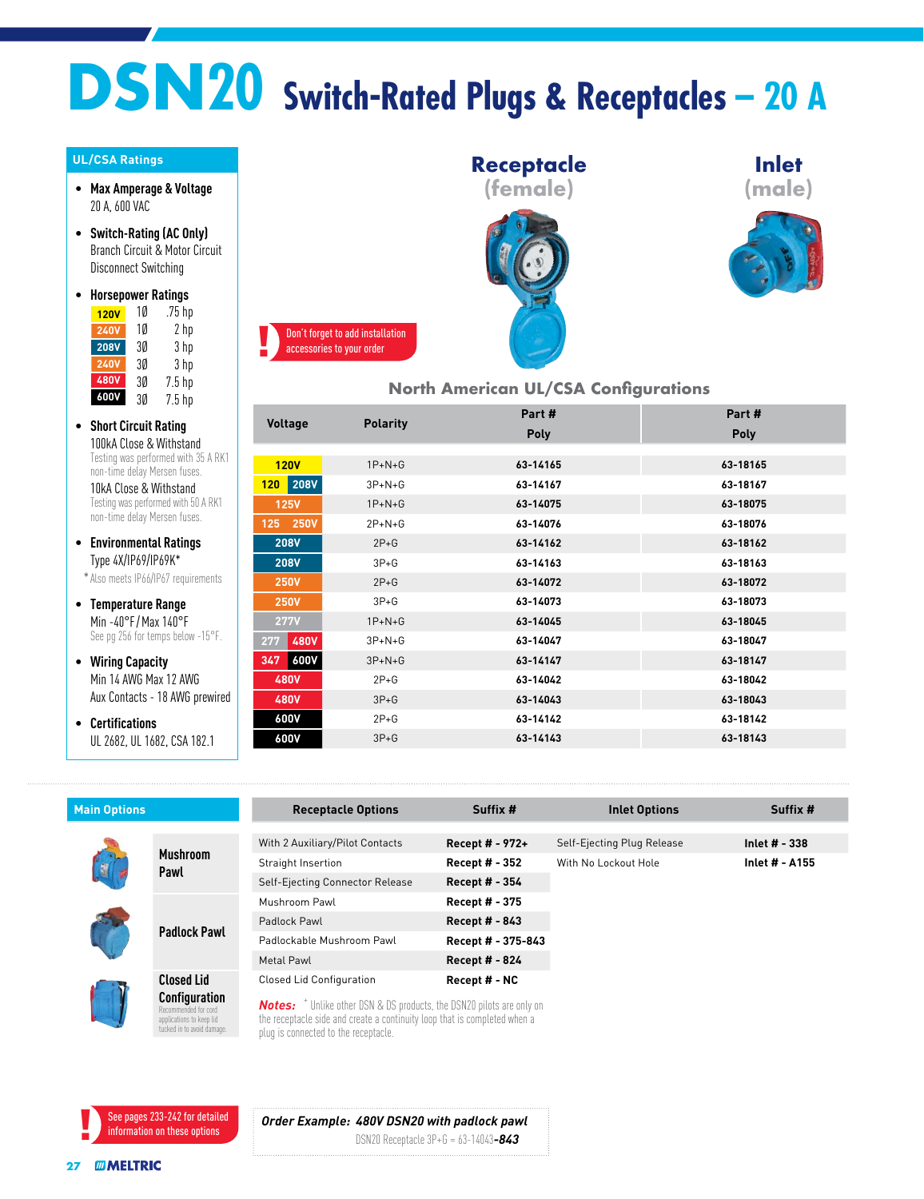# DSN20 Switch-Rated Plugs & Receptacles – 20 A

## UL/CSA Ratings

- **Max Amperage & Voltage**
  20 A, 600 VAC
- **Switch-Rating (AC Only)**
  Branch Circuit & Motor Circuit Disconnect Switching
- **Horsepower Ratings**

| | | |
|---|---|---|
| 120V | 1Ø | .75 hp |
| 240V | 1Ø | 2 hp |
| 208V | 3Ø | 3 hp |
| 240V | 3Ø | 3 hp |
| 480V | 3Ø | 7.5 hp |
| 600V | 3Ø | 7.5 hp |

- **Short Circuit Rating**
  100kA Close & Withstand
  Testing was performed with 35 A RK1 non-time delay Mersen fuses.
  10kA Close & Withstand
  Testing was performed with 50 A RK1 non-time delay Mersen fuses.
- **Environmental Ratings**
  Type 4X/IP69/IP69K*
  * Also meets IP66/IP67 requirements
- **Temperature Range**
  Min -40°F / Max 140°F
  See pg 256 for temps below -15°F.
- **Wiring Capacity**
  Min 14 AWG Max 12 AWG
  Aux Contacts - 18 AWG prewired
- **Certifications**
  UL 2682, UL 1682, CSA 182.1

**Receptacle (female)** | **Inlet (male)**

! Don't forget to add installation accessories to your order

## North American UL/CSA Configurations

| Voltage | Polarity | Receptacle Part # Poly | Inlet Part # Poly |
|---|---|---|---|
| 120V | 1P+N+G | 63-14165 | 63-18165 |
| 120 208V | 3P+N+G | 63-14167 | 63-18167 |
| 125V | 1P+N+G | 63-14075 | 63-18075 |
| 125 250V | 2P+N+G | 63-14076 | 63-18076 |
| 208V | 2P+G | 63-14162 | 63-18162 |
| 208V | 3P+G | 63-14163 | 63-18163 |
| 250V | 2P+G | 63-14072 | 63-18072 |
| 250V | 3P+G | 63-14073 | 63-18073 |
| 277V | 1P+N+G | 63-14045 | 63-18045 |
| 277 480V | 3P+N+G | 63-14047 | 63-18047 |
| 347 600V | 3P+N+G | 63-14147 | 63-18147 |
| 480V | 2P+G | 63-14042 | 63-18042 |
| 480V | 3P+G | 63-14043 | 63-18043 |
| 600V | 2P+G | 63-14142 | 63-18142 |
| 600V | 3P+G | 63-14143 | 63-18143 |

## Main Options

- Mushroom Pawl
- Padlock Pawl
- Closed Lid Configuration
  Recommended for cord applications to keep lid tucked in to avoid damage.

| Receptacle Options | Suffix # | Inlet Options | Suffix # |
|---|---|---|---|
| With 2 Auxiliary/Pilot Contacts | Recept # - 972+ | Self-Ejecting Plug Release | Inlet # - 338 |
| Straight Insertion | Recept # - 352 | With No Lockout Hole | Inlet # - A155 |
| Self-Ejecting Connector Release | Recept # - 354 | | |
| Mushroom Pawl | Recept # - 375 | | |
| Padlock Pawl | Recept # - 843 | | |
| Padlockable Mushroom Pawl | Recept # - 375-843 | | |
| Metal Pawl | Recept # - 824 | | |
| Closed Lid Configuration | Recept # - NC | | |

***Notes:*** + Unlike other DSN & DS products, the DSN20 pilots are only on the receptacle side and create a continuity loop that is completed when a plug is connected to the receptacle.

! See pages 233-242 for detailed information on these options

***Order Example: 480V DSN20 with padlock pawl***
DSN20 Receptacle 3P+G = 63-14043***-843***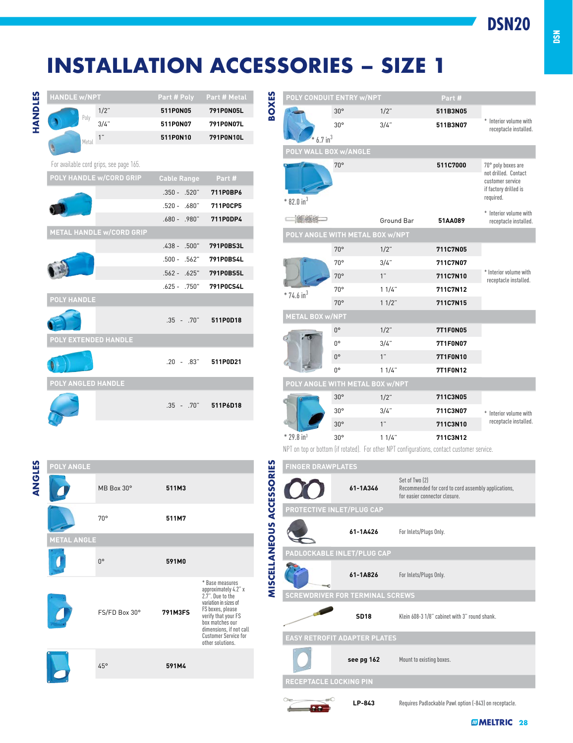# INSTALLATION ACCESSORIES – SIZE 1

## HANDLES

| HANDLE w/NPT | | Part # Poly | Part # Metal |
|---|---|---|---|
| Poly | 1/2" | 511P0N05 | 791P0N05L |
| | 3/4" | 511P0N07 | 791P0N07L |
| Metal | 1" | 511P0N10 | 791P0N10L |

For available cord grips, see page 165.

| POLY HANDLE w/CORD GRIP | Cable Range | Part # |
|---|---|---|
| | .350 - .520" | 711P0BP6 |
| | .520 - .680" | 711P0CP5 |
| | .680 - .980" | 711P0DP4 |
| **METAL HANDLE w/CORD GRIP** | | |
| | .438 - .500" | 791P0BS3L |
| | .500 - .562" | 791P0BS4L |
| | .562 - .625" | 791P0BS5L |
| | .625 - .750" | 791P0CS4L |
| **POLY HANDLE** | | |
| | .35 - .70" | 511P0D18 |
| **POLY EXTENDED HANDLE** | | |
| | .20 - .83" | 511P0D21 |
| **POLY ANGLED HANDLE** | | |
| | .35 - .70" | 511P6D18 |

## ANGLES

| POLY ANGLE | | | |
|---|---|---|---|
| | MB Box 30° | 511M3 | |
| | 70° | 511M7 | |
| **METAL ANGLE** | | | |
| | 0° | 591M0 | |
| | FS/FD Box 30° | 791M3FS | * Base measures approximately 4.2" x 2.7". Due to the variation in sizes of FS boxes, please verify that your FS box matches our dimensions, if not call Customer Service for other solutions. |
| | 45° | 591M4 | |

## BOXES

| POLY CONDUIT ENTRY w/NPT | | | Part # | |
|---|---|---|---|---|
| * 6.7 in³ | 30° | 1/2" | 511B3N05 | * Interior volume with receptacle installed. |
| | 30° | 3/4" | 511B3N07 | |
| **POLY WALL BOX w/ANGLE** | | | | |
| * 82.0 in³ | 70° | | 511C7000 | 70° poly boxes are not drilled. Contact customer service if factory drilled is required. * Interior volume with receptacle installed. |
| | | Ground Bar | 51AA089 | |
| **POLY ANGLE WITH METAL BOX w/NPT** | | | | |
| * 74.6 in³ | 70° | 1/2" | 711C7N05 | * Interior volume with receptacle installed. |
| | 70° | 3/4" | 711C7N07 | |
| | 70° | 1" | 711C7N10 | |
| | 70° | 1 1/4" | 711C7N12 | |
| | 70° | 1 1/2" | 711C7N15 | |
| **METAL BOX w/NPT** | | | | |
| | 0° | 1/2" | 7T1F0N05 | |
| | 0° | 3/4" | 7T1F0N07 | |
| | 0° | 1" | 7T1F0N10 | |
| | 0° | 1 1/4" | 7T1F0N12 | |
| **POLY ANGLE WITH METAL BOX w/NPT** | | | | |
| * 29.8 in³ | 30° | 1/2" | 711C3N05 | * Interior volume with receptacle installed. |
| | 30° | 3/4" | 711C3N07 | |
| | 30° | 1" | 711C3N10 | |
| | 30° | 1 1/4" | 711C3N12 | |

NPT on top or bottom (if rotated). For other NPT configurations, contact customer service.

## MISCELLANEOUS ACCESSORIES

| FINGER DRAWPLATES | | |
|---|---|---|
| | 61-1A346 | Set of Two (2) Recommended for cord to cord assembly applications, for easier connector closure. |
| **PROTECTIVE INLET/PLUG CAP** | | |
| | 61-1A426 | For Inlets/Plugs Only. |
| **PADLOCKABLE INLET/PLUG CAP** | | |
| | 61-1A826 | For Inlets/Plugs Only. |
| **SCREWDRIVER FOR TERMINAL SCREWS** | | |
| | SD18 | Klein 608-3 1/8" cabinet with 3" round shank. |
| **EASY RETROFIT ADAPTER PLATES** | | |
| | see pg 162 | Mount to existing boxes. |
| **RECEPTACLE LOCKING PIN** | | |
| | LP-843 | Requires Padlockable Pawl option (-843) on receptacle. |